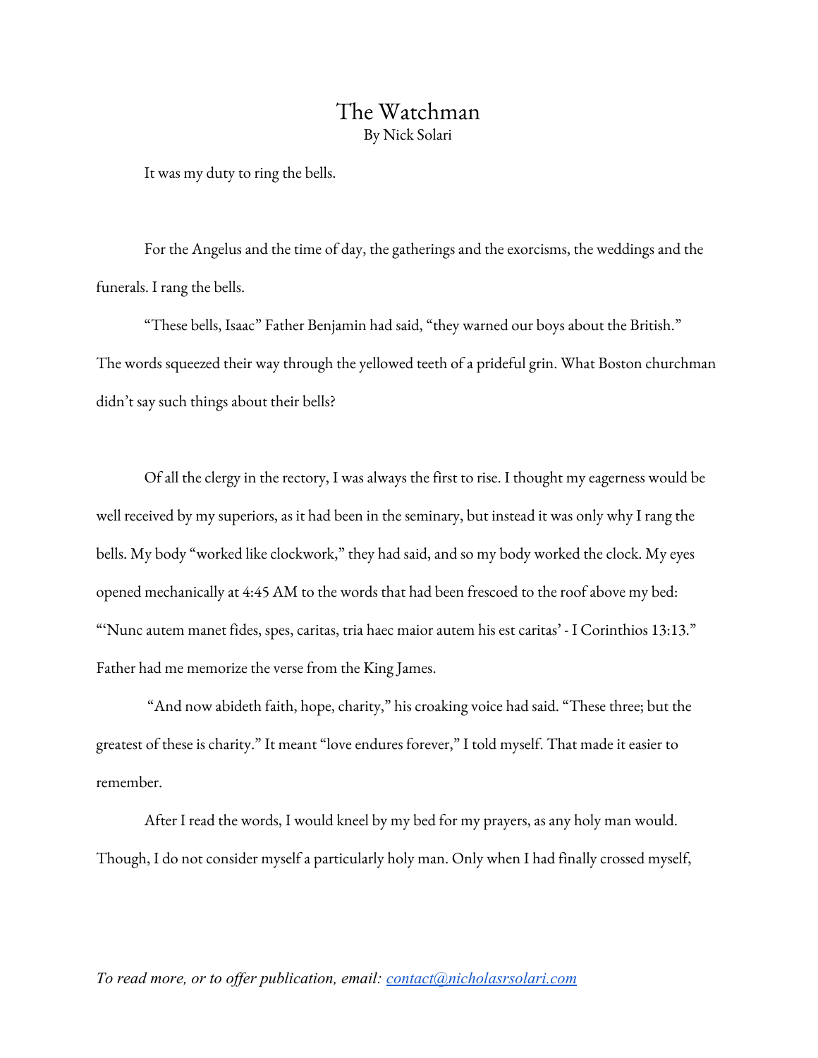# The Watchman

By Nick Solari

It was my duty to ring the bells.

For the Angelus and the time of day, the gatherings and the exorcisms, the weddings and the funerals. I rang the bells.

"These bells, Isaac" Father Benjamin had said, "they warned our boys about the British." The words squeezed their way through the yellowed teeth of a prideful grin. What Boston churchman didn't say such things about their bells?

Of all the clergy in the rectory, I was always the first to rise. I thought my eagerness would be well received by my superiors, as it had been in the seminary, but instead it was only why I rang the bells. My body "worked like clockwork," they had said, and so my body worked the clock. My eyes opened mechanically at 4:45 AM to the words that had been frescoed to the roof above my bed: "'Nunc autem manet fides, spes, caritas, tria haec maior autem his est caritas' - I Corinthios 13:13." Father had me memorize the verse from the King James.

"And now abideth faith, hope, charity," his croaking voice had said. "These three; but the greatest of these is charity." It meant "love endures forever," I told myself. That made it easier to remember.

After I read the words, I would kneel by my bed for my prayers, as any holy man would. Though, I do not consider myself a particularly holy man. Only when I had finally crossed myself,

*To read more, or to offer publication, email: [contact@nicholasrsolari.com](mailto:contact@nicholasrsolari.com)*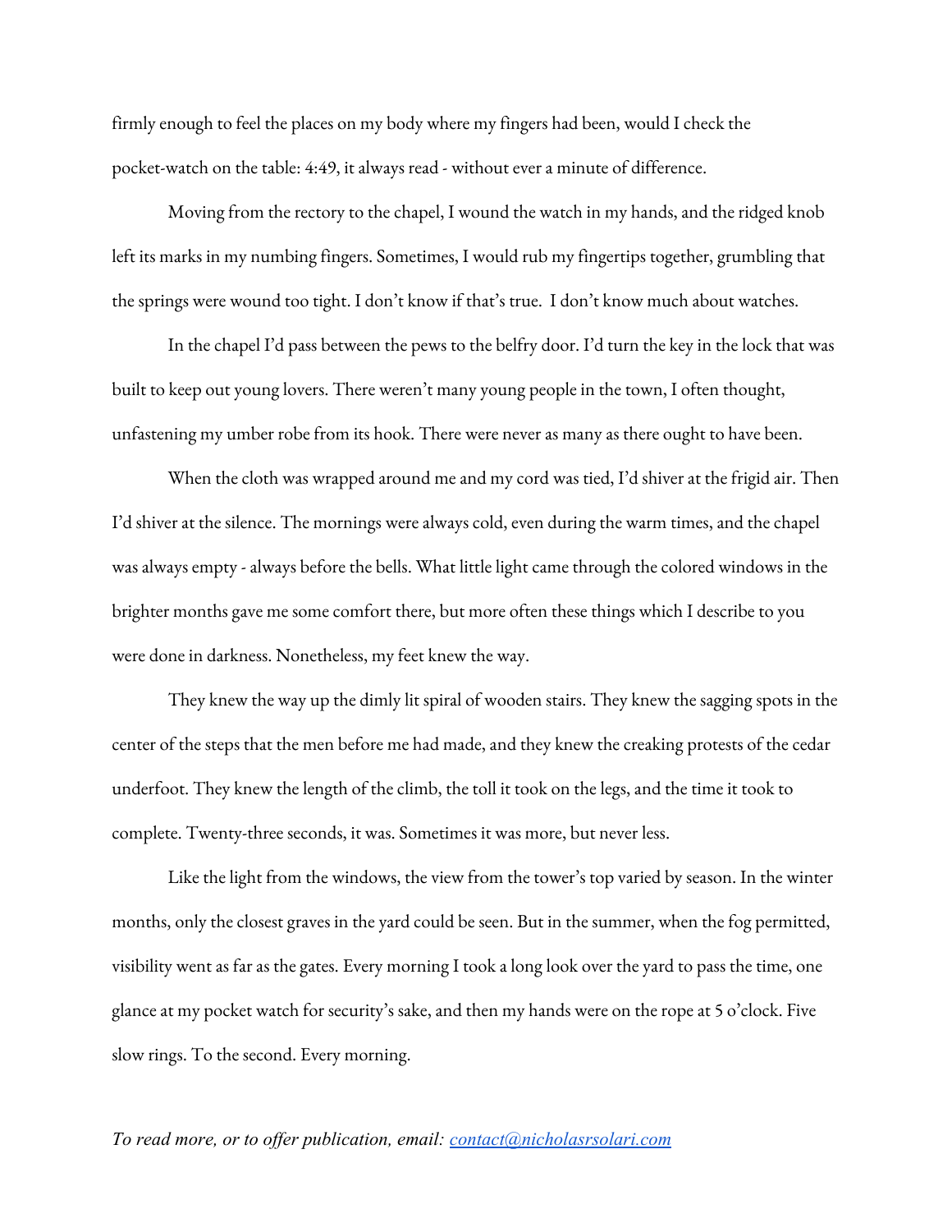firmly enough to feel the places on my body where my fingers had been, would I check the pocket-watch on the table: 4:49, it always read - without ever a minute of difference.

Moving from the rectory to the chapel, I wound the watch in my hands, and the ridged knob left its marks in my numbing fingers. Sometimes, I would rub my fingertips together, grumbling that the springs were wound too tight. I don't know if that's true. I don't know much about watches.

In the chapel I'd pass between the pews to the belfry door. I'd turn the key in the lock that was built to keep out young lovers. There weren't many young people in the town, I often thought, unfastening my umber robe from its hook. There were never as many as there ought to have been.

When the cloth was wrapped around me and my cord was tied, I'd shiver at the frigid air. Then I'd shiver at the silence. The mornings were always cold, even during the warm times, and the chapel was always empty - always before the bells. What little light came through the colored windows in the brighter months gave me some comfort there, but more often these things which I describe to you were done in darkness. Nonetheless, my feet knew the way.

They knew the way up the dimly lit spiral of wooden stairs. They knew the sagging spots in the center of the steps that the men before me had made, and they knew the creaking protests of the cedar underfoot. They knew the length of the climb, the toll it took on the legs, and the time it took to complete. Twenty-three seconds, it was. Sometimes it was more, but never less.

Like the light from the windows, the view from the tower's top varied by season. In the winter months, only the closest graves in the yard could be seen. But in the summer, when the fog permitted, visibility went as far as the gates. Every morning I took a long look over the yard to pass the time, one glance at my pocket watch for security's sake, and then my hands were on the rope at 5 o'clock. Five slow rings. To the second. Every morning.

*To read more, or to offer publication, email: [contact@nicholasrsolari.com](mailto:contact@nicholasrsolari.com)*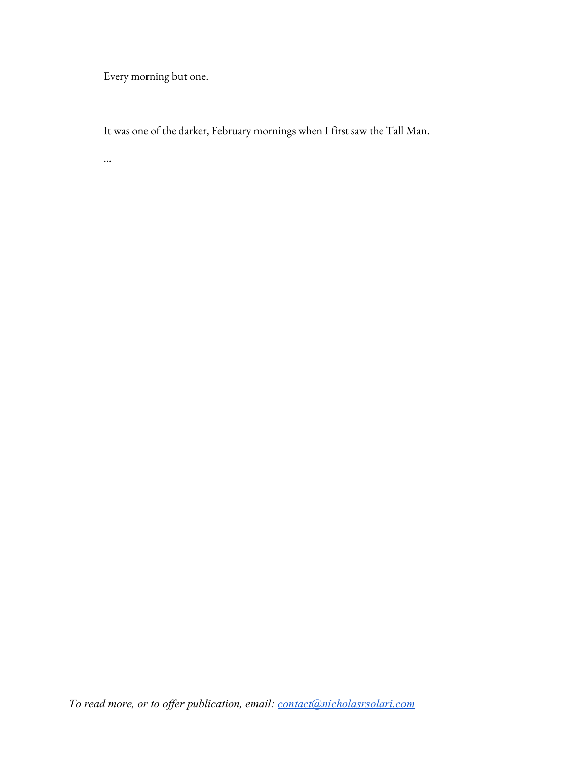Every morning but one.

It was one of the darker, February mornings when I first saw the Tall Man.

…

*To read more, or to offer publication, email: contact@nicholasrsolari.com*